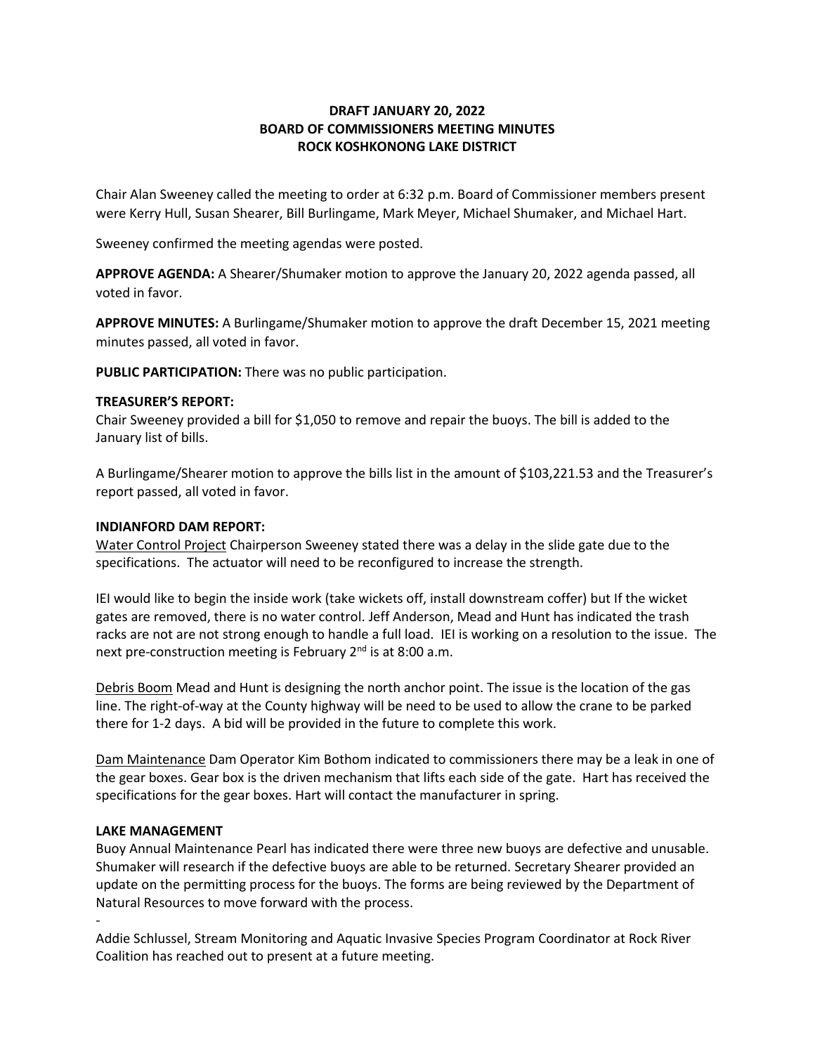**DRAFT JANUARY 20, 2022**
**BOARD OF COMMISSIONERS MEETING MINUTES**
**ROCK KOSHKONONG LAKE DISTRICT**

Chair Alan Sweeney called the meeting to order at 6:32 p.m. Board of Commissioner members present were Kerry Hull, Susan Shearer, Bill Burlingame, Mark Meyer, Michael Shumaker, and Michael Hart.

Sweeney confirmed the meeting agendas were posted.

**APPROVE AGENDA:** A Shearer/Shumaker motion to approve the January 20, 2022 agenda passed, all voted in favor.

**APPROVE MINUTES:** A Burlingame/Shumaker motion to approve the draft December 15, 2021 meeting minutes passed, all voted in favor.

**PUBLIC PARTICIPATION:** There was no public participation.

**TREASURER'S REPORT:**
Chair Sweeney provided a bill for $1,050 to remove and repair the buoys. The bill is added to the January list of bills.

A Burlingame/Shearer motion to approve the bills list in the amount of $103,221.53 and the Treasurer's report passed, all voted in favor.

**INDIANFORD DAM REPORT:**
Water Control Project Chairperson Sweeney stated there was a delay in the slide gate due to the specifications. The actuator will need to be reconfigured to increase the strength.

IEI would like to begin the inside work (take wickets off, install downstream coffer) but If the wicket gates are removed, there is no water control. Jeff Anderson, Mead and Hunt has indicated the trash racks are not are not strong enough to handle a full load. IEI is working on a resolution to the issue. The next pre-construction meeting is February 2nd is at 8:00 a.m.

Debris Boom Mead and Hunt is designing the north anchor point. The issue is the location of the gas line. The right-of-way at the County highway will be need to be used to allow the crane to be parked there for 1-2 days. A bid will be provided in the future to complete this work.

Dam Maintenance Dam Operator Kim Bothom indicated to commissioners there may be a leak in one of the gear boxes. Gear box is the driven mechanism that lifts each side of the gate. Hart has received the specifications for the gear boxes. Hart will contact the manufacturer in spring.

**LAKE MANAGEMENT**
Buoy Annual Maintenance Pearl has indicated there were three new buoys are defective and unusable. Shumaker will research if the defective buoys are able to be returned. Secretary Shearer provided an update on the permitting process for the buoys. The forms are being reviewed by the Department of Natural Resources to move forward with the process.

-

Addie Schlussel, Stream Monitoring and Aquatic Invasive Species Program Coordinator at Rock River Coalition has reached out to present at a future meeting.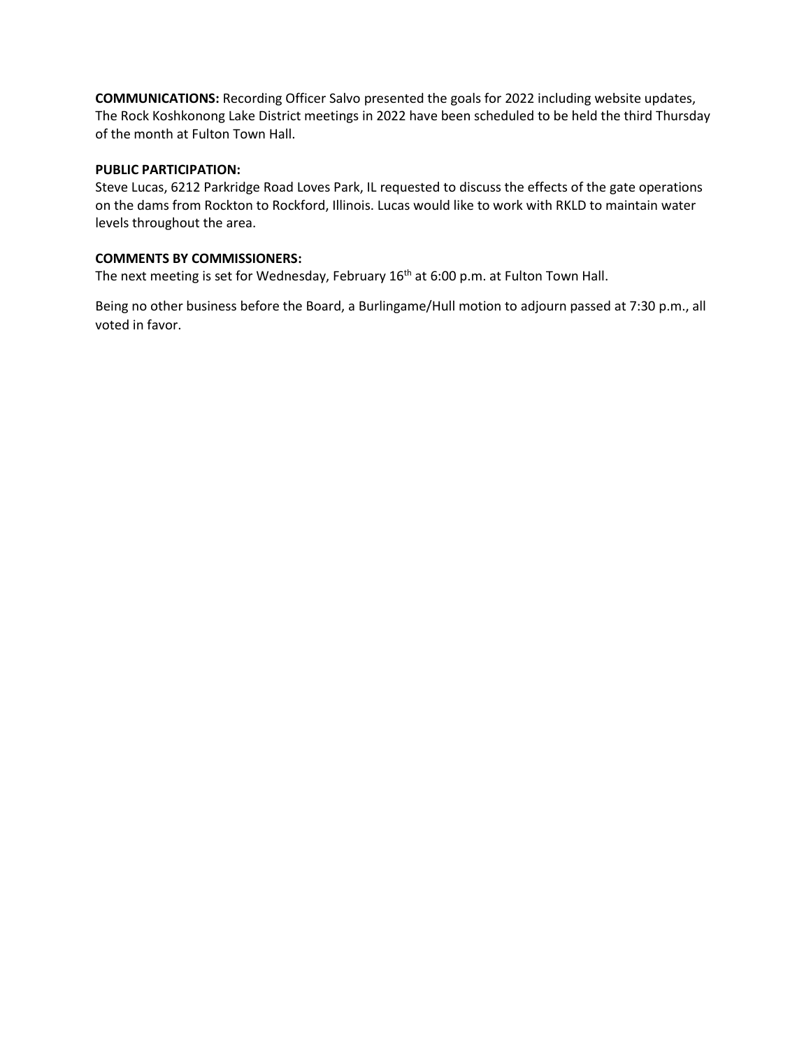**COMMUNICATIONS:** Recording Officer Salvo presented the goals for 2022 including website updates, The Rock Koshkonong Lake District meetings in 2022 have been scheduled to be held the third Thursday of the month at Fulton Town Hall.

**PUBLIC PARTICIPATION:**

Steve Lucas, 6212 Parkridge Road Loves Park, IL requested to discuss the effects of the gate operations on the dams from Rockton to Rockford, Illinois. Lucas would like to work with RKLD to maintain water levels throughout the area.

**COMMENTS BY COMMISSIONERS:**

The next meeting is set for Wednesday, February 16th at 6:00 p.m. at Fulton Town Hall.

Being no other business before the Board, a Burlingame/Hull motion to adjourn passed at 7:30 p.m., all voted in favor.